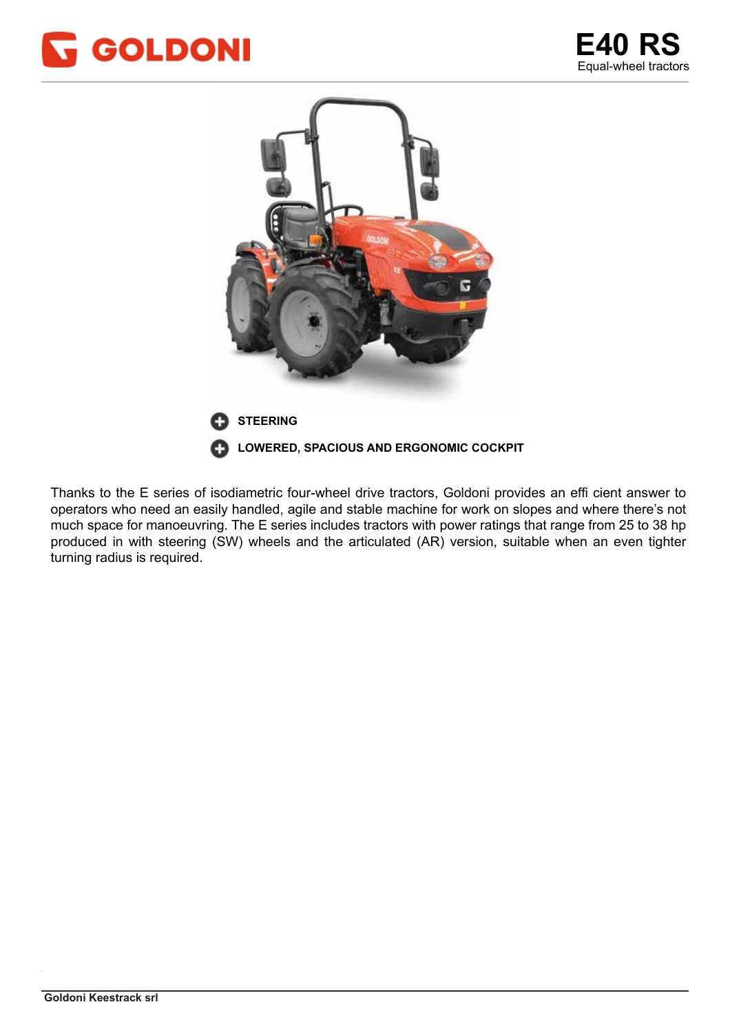GOLDONI

# E40 RS

Equal-wheel tractors

**STEERING**

**LOWERED, SPACIOUS AND ERGONOMIC COCKPIT**

Thanks to the E series of isodiametric four-wheel drive tractors, Goldoni provides an effi cient answer to operators who need an easily handled, agile and stable machine for work on slopes and where there's not much space for manoeuvring. The E series includes tractors with power ratings that range from 25 to 38 hp produced in with steering (SW) wheels and the articulated (AR) version, suitable when an even tighter turning radius is required.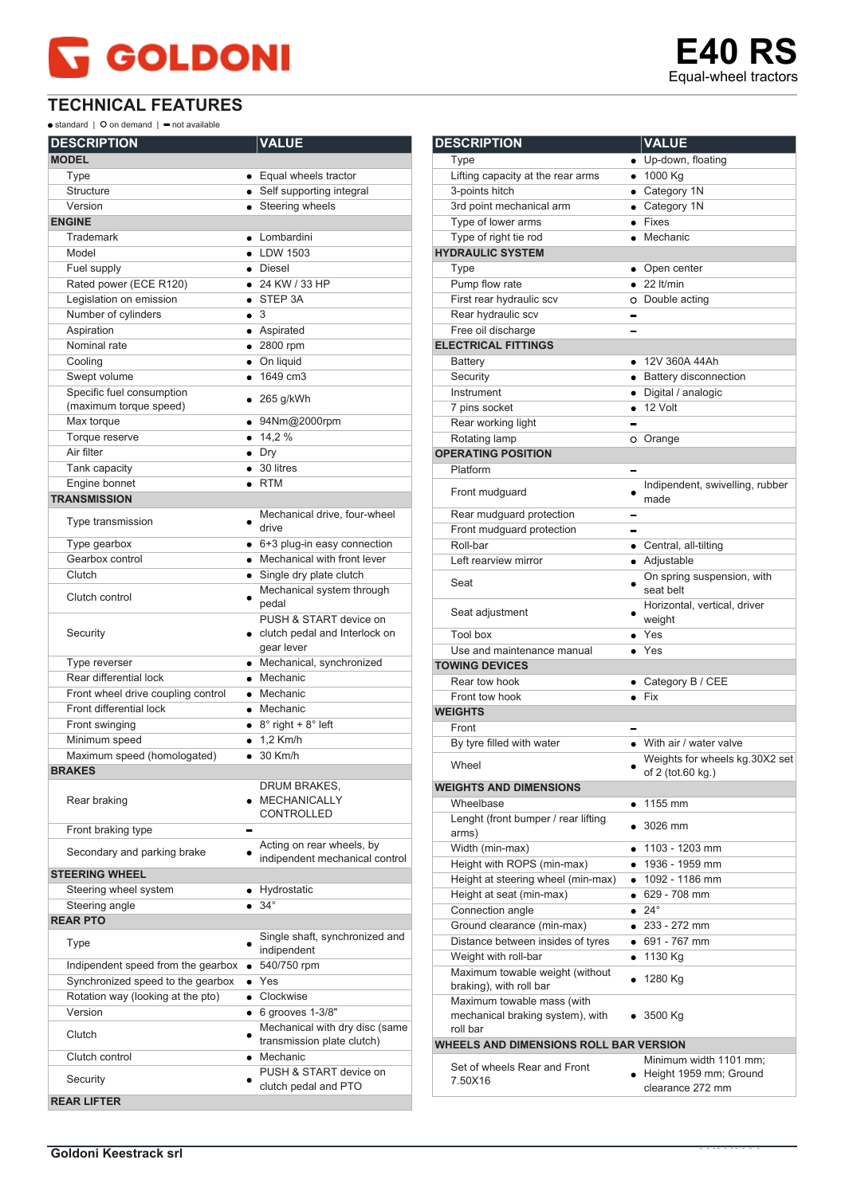# GOLDONI

# E40 RS

Equal-wheel tractors

## TECHNICAL FEATURES

● standard | O on demand | ▬ not available

| DESCRIPTION | | VALUE |
|---|---|---|
| **MODEL** | | |
| Type | ● | Equal wheels tractor |
| Structure | ● | Self supporting integral |
| Version | ● | Steering wheels |
| **ENGINE** | | |
| Trademark | ● | Lombardini |
| Model | ● | LDW 1503 |
| Fuel supply | ● | Diesel |
| Rated power (ECE R120) | ● | 24 KW / 33 HP |
| Legislation on emission | ● | STEP 3A |
| Number of cylinders | ● | 3 |
| Aspiration | ● | Aspirated |
| Nominal rate | ● | 2800 rpm |
| Cooling | ● | On liquid |
| Swept volume | ● | 1649 cm3 |
| Specific fuel consumption (maximum torque speed) | ● | 265 g/kWh |
| Max torque | ● | 94Nm@2000rpm |
| Torque reserve | ● | 14,2 % |
| Air filter | ● | Dry |
| Tank capacity | ● | 30 litres |
| Engine bonnet | ● | RTM |
| **TRANSMISSION** | | |
| Type transmission | ● | Mechanical drive, four-wheel drive |
| Type gearbox | ● | 6+3 plug-in easy connection |
| Gearbox control | ● | Mechanical with front lever |
| Clutch | ● | Single dry plate clutch |
| Clutch control | ● | Mechanical system through pedal |
| Security | ● | PUSH & START device on clutch pedal and Interlock on gear lever |
| Type reverser | ● | Mechanical, synchronized |
| Rear differential lock | ● | Mechanic |
| Front wheel drive coupling control | ● | Mechanic |
| Front differential lock | ● | Mechanic |
| Front swinging | ● | 8° right + 8° left |
| Minimum speed | ● | 1,2 Km/h |
| Maximum speed (homologated) | ● | 30 Km/h |
| **BRAKES** | | |
| Rear braking | ● | DRUM BRAKES, MECHANICALLY CONTROLLED |
| Front braking type | ▬ | |
| Secondary and parking brake | ● | Acting on rear wheels, by independent mechanical control |
| **STEERING WHEEL** | | |
| Steering wheel system | ● | Hydrostatic |
| Steering angle | ● | 34° |
| **REAR PTO** | | |
| Type | ● | Single shaft, synchronized and independent |
| Indipendent speed from the gearbox | ● | 540/750 rpm |
| Synchronized speed to the gearbox | ● | Yes |
| Rotation way (looking at the pto) | ● | Clockwise |
| Version | ● | 6 grooves 1-3/8" |
| Clutch | ● | Mechanical with dry disc (same transmission plate clutch) |
| Clutch control | ● | Mechanic |
| Security | ● | PUSH & START device on clutch pedal and PTO |
| **REAR LIFTER** | | |
| Type | ● | Up-down, floating |
| Lifting capacity at the rear arms | ● | 1000 Kg |
| 3-points hitch | ● | Category 1N |
| 3rd point mechanical arm | ● | Category 1N |
| Type of lower arms | ● | Fixes |
| Type of right tie rod | ● | Mechanic |
| **HYDRAULIC SYSTEM** | | |
| Type | ● | Open center |
| Pump flow rate | ● | 22 lt/min |
| First rear hydraulic scv | O | Double acting |
| Rear hydraulic scv | ▬ | |
| Free oil discharge | ▬ | |
| **ELECTRICAL FITTINGS** | | |
| Battery | ● | 12V 360A 44Ah |
| Security | ● | Battery disconnection |
| Instrument | ● | Digital / analogic |
| 7 pins socket | ● | 12 Volt |
| Rear working light | ▬ | |
| Rotating lamp | O | Orange |
| **OPERATING POSITION** | | |
| Platform | ▬ | |
| Front mudguard | ● | Independent, swivelling, rubber made |
| Rear mudguard protection | ▬ | |
| Front mudguard protection | ▬ | |
| Roll-bar | ● | Central, all-tilting |
| Left rearview mirror | ● | Adjustable |
| Seat | ● | On spring suspension, with seat belt |
| Seat adjustment | ● | Horizontal, vertical, driver weight |
| Tool box | ● | Yes |
| Use and maintenance manual | ● | Yes |
| **TOWING DEVICES** | | |
| Rear tow hook | ● | Category B / CEE |
| Front tow hook | ● | Fix |
| **WEIGHTS** | | |
| Front | ▬ | |
| By tyre filled with water | ● | With air / water valve |
| Wheel | ● | Weights for wheels kg.30X2 set of 2 (tot.60 kg.) |
| **WEIGHTS AND DIMENSIONS** | | |
| Wheelbase | ● | 1155 mm |
| Lenght (front bumper / rear lifting arms) | ● | 3026 mm |
| Width (min-max) | ● | 1103 - 1203 mm |
| Height with ROPS (min-max) | ● | 1936 - 1959 mm |
| Height at steering wheel (min-max) | ● | 1092 - 1186 mm |
| Height at seat (min-max) | ● | 629 - 708 mm |
| Connection angle | ● | 24° |
| Ground clearance (min-max) | ● | 233 - 272 mm |
| Distance between insides of tyres | ● | 691 - 767 mm |
| Weight with roll-bar | ● | 1130 Kg |
| Maximum towable weight (without braking), with roll bar | ● | 1280 Kg |
| Maximum towable mass (with mechanical braking system), with roll bar | ● | 3500 Kg |
| **WHEELS AND DIMENSIONS ROLL BAR VERSION** | | |
| Set of wheels Rear and Front 7.50X16 | ● | Minimum width 1101 mm; Height 1959 mm; Ground clearance 272 mm |

Goldoni Keestrack srl